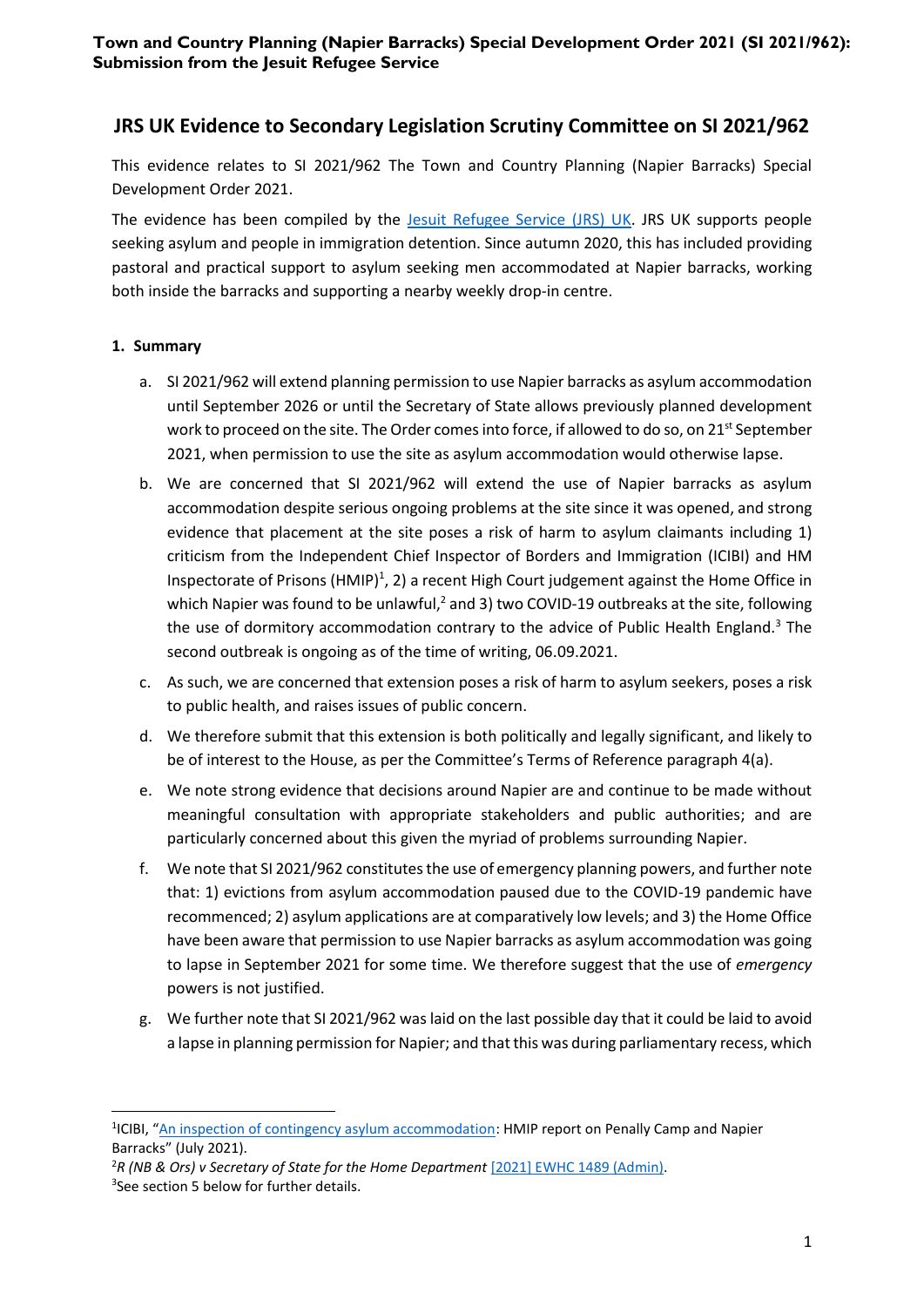**Town and Country Planning (Napier Barracks) Special Development Order 2021 (SI 2021/962): Submission from the Jesuit Refugee Service**

# JRS UK Evidence to Secondary Legislation Scrutiny Committee on SI 2021/962

This evidence relates to SI 2021/962 The Town and Country Planning (Napier Barracks) Special Development Order 2021.

The evidence has been compiled by the Jesuit Refugee Service (JRS) UK. JRS UK supports people seeking asylum and people in immigration detention. Since autumn 2020, this has included providing pastoral and practical support to asylum seeking men accommodated at Napier barracks, working both inside the barracks and supporting a nearby weekly drop-in centre.

**1. Summary**

a. SI 2021/962 will extend planning permission to use Napier barracks as asylum accommodation until September 2026 or until the Secretary of State allows previously planned development work to proceed on the site. The Order comes into force, if allowed to do so, on 21st September 2021, when permission to use the site as asylum accommodation would otherwise lapse.

b. We are concerned that SI 2021/962 will extend the use of Napier barracks as asylum accommodation despite serious ongoing problems at the site since it was opened, and strong evidence that placement at the site poses a risk of harm to asylum claimants including 1) criticism from the Independent Chief Inspector of Borders and Immigration (ICIBI) and HM Inspectorate of Prisons (HMIP)[1], 2) a recent High Court judgement against the Home Office in which Napier was found to be unlawful,[2] and 3) two COVID-19 outbreaks at the site, following the use of dormitory accommodation contrary to the advice of Public Health England.[3] The second outbreak is ongoing as of the time of writing, 06.09.2021.

c. As such, we are concerned that extension poses a risk of harm to asylum seekers, poses a risk to public health, and raises issues of public concern.

d. We therefore submit that this extension is both politically and legally significant, and likely to be of interest to the House, as per the Committee's Terms of Reference paragraph 4(a).

e. We note strong evidence that decisions around Napier are and continue to be made without meaningful consultation with appropriate stakeholders and public authorities; and are particularly concerned about this given the myriad of problems surrounding Napier.

f. We note that SI 2021/962 constitutes the use of emergency planning powers, and further note that: 1) evictions from asylum accommodation paused due to the COVID-19 pandemic have recommenced; 2) asylum applications are at comparatively low levels; and 3) the Home Office have been aware that permission to use Napier barracks as asylum accommodation was going to lapse in September 2021 for some time. We therefore suggest that the use of *emergency* powers is not justified.

g. We further note that SI 2021/962 was laid on the last possible day that it could be laid to avoid a lapse in planning permission for Napier; and that this was during parliamentary recess, which

---

[1] ICIBI, "An inspection of contingency asylum accommodation: HMIP report on Penally Camp and Napier Barracks" (July 2021).

[2] *R (NB & Ors) v Secretary of State for the Home Department* [2021] EWHC 1489 (Admin).

[3] See section 5 below for further details.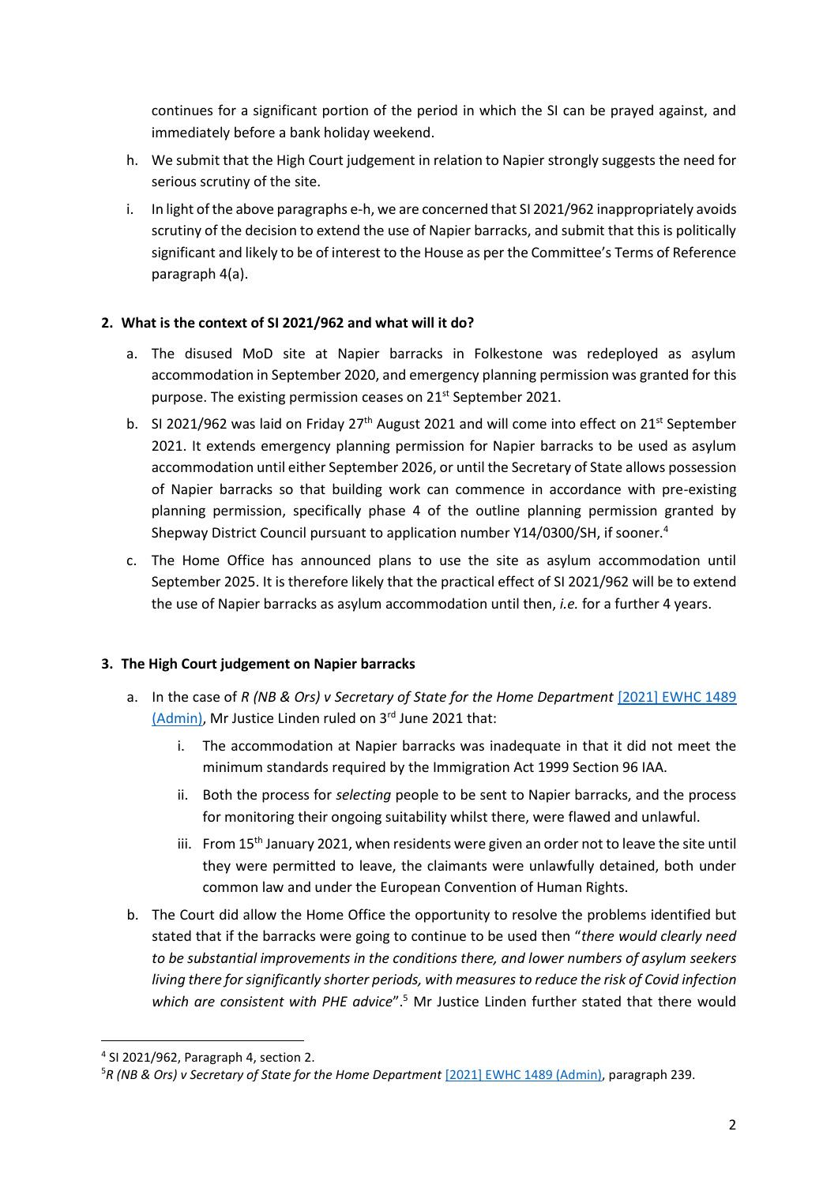continues for a significant portion of the period in which the SI can be prayed against, and immediately before a bank holiday weekend.

h. We submit that the High Court judgement in relation to Napier strongly suggests the need for serious scrutiny of the site.

i. In light of the above paragraphs e-h, we are concerned that SI 2021/962 inappropriately avoids scrutiny of the decision to extend the use of Napier barracks, and submit that this is politically significant and likely to be of interest to the House as per the Committee's Terms of Reference paragraph 4(a).

## 2. What is the context of SI 2021/962 and what will it do?

a. The disused MoD site at Napier barracks in Folkestone was redeployed as asylum accommodation in September 2020, and emergency planning permission was granted for this purpose. The existing permission ceases on 21st September 2021.

b. SI 2021/962 was laid on Friday 27th August 2021 and will come into effect on 21st September 2021. It extends emergency planning permission for Napier barracks to be used as asylum accommodation until either September 2026, or until the Secretary of State allows possession of Napier barracks so that building work can commence in accordance with pre-existing planning permission, specifically phase 4 of the outline planning permission granted by Shepway District Council pursuant to application number Y14/0300/SH, if sooner.[4]

c. The Home Office has announced plans to use the site as asylum accommodation until September 2025. It is therefore likely that the practical effect of SI 2021/962 will be to extend the use of Napier barracks as asylum accommodation until then, *i.e.* for a further 4 years.

## 3. The High Court judgement on Napier barracks

a. In the case of *R (NB & Ors) v Secretary of State for the Home Department* [2021] EWHC 1489 (Admin), Mr Justice Linden ruled on 3rd June 2021 that:

   i. The accommodation at Napier barracks was inadequate in that it did not meet the minimum standards required by the Immigration Act 1999 Section 96 IAA.

   ii. Both the process for *selecting* people to be sent to Napier barracks, and the process for monitoring their ongoing suitability whilst there, were flawed and unlawful.

   iii. From 15th January 2021, when residents were given an order not to leave the site until they were permitted to leave, the claimants were unlawfully detained, both under common law and under the European Convention of Human Rights.

b. The Court did allow the Home Office the opportunity to resolve the problems identified but stated that if the barracks were going to continue to be used then "*there would clearly need to be substantial improvements in the conditions there, and lower numbers of asylum seekers living there for significantly shorter periods, with measures to reduce the risk of Covid infection which are consistent with PHE advice*".[5] Mr Justice Linden further stated that there would

---

[4] SI 2021/962, Paragraph 4, section 2.

[5] *R (NB & Ors) v Secretary of State for the Home Department* [2021] EWHC 1489 (Admin), paragraph 239.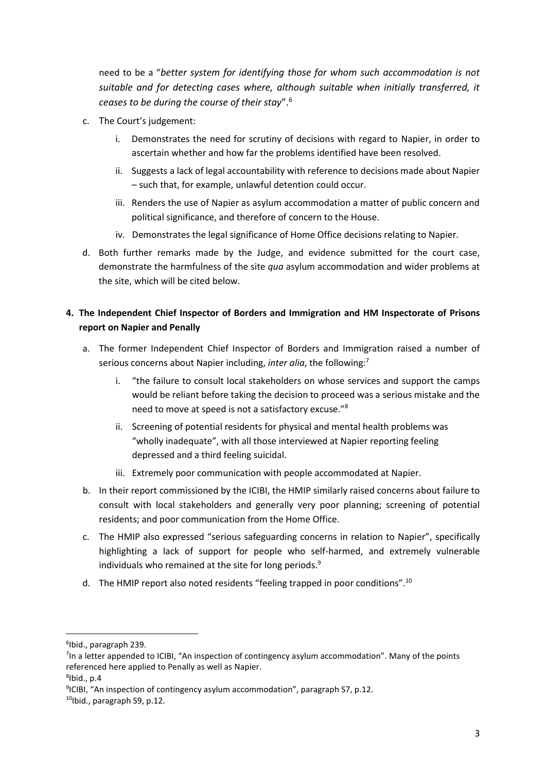need to be a "*better system for identifying those for whom such accommodation is not suitable and for detecting cases where, although suitable when initially transferred, it ceases to be during the course of their stay*".[6]

c. The Court's judgement:

   i. Demonstrates the need for scrutiny of decisions with regard to Napier, in order to ascertain whether and how far the problems identified have been resolved.

   ii. Suggests a lack of legal accountability with reference to decisions made about Napier – such that, for example, unlawful detention could occur.

   iii. Renders the use of Napier as asylum accommodation a matter of public concern and political significance, and therefore of concern to the House.

   iv. Demonstrates the legal significance of Home Office decisions relating to Napier.

d. Both further remarks made by the Judge, and evidence submitted for the court case, demonstrate the harmfulness of the site *qua* asylum accommodation and wider problems at the site, which will be cited below.

**4. The Independent Chief Inspector of Borders and Immigration and HM Inspectorate of Prisons report on Napier and Penally**

a. The former Independent Chief Inspector of Borders and Immigration raised a number of serious concerns about Napier including, *inter alia*, the following:[7]

   i. "the failure to consult local stakeholders on whose services and support the camps would be reliant before taking the decision to proceed was a serious mistake and the need to move at speed is not a satisfactory excuse."[8]

   ii. Screening of potential residents for physical and mental health problems was "wholly inadequate", with all those interviewed at Napier reporting feeling depressed and a third feeling suicidal.

   iii. Extremely poor communication with people accommodated at Napier.

b. In their report commissioned by the ICIBI, the HMIP similarly raised concerns about failure to consult with local stakeholders and generally very poor planning; screening of potential residents; and poor communication from the Home Office.

c. The HMIP also expressed "serious safeguarding concerns in relation to Napier", specifically highlighting a lack of support for people who self-harmed, and extremely vulnerable individuals who remained at the site for long periods.[9]

d. The HMIP report also noted residents "feeling trapped in poor conditions".[10]

---

[6] Ibid., paragraph 239.

[7] In a letter appended to ICIBI, "An inspection of contingency asylum accommodation". Many of the points referenced here applied to Penally as well as Napier.

[8] Ibid., p.4

[9] ICIBI, "An inspection of contingency asylum accommodation", paragraph S7, p.12.

[10] Ibid., paragraph S9, p.12.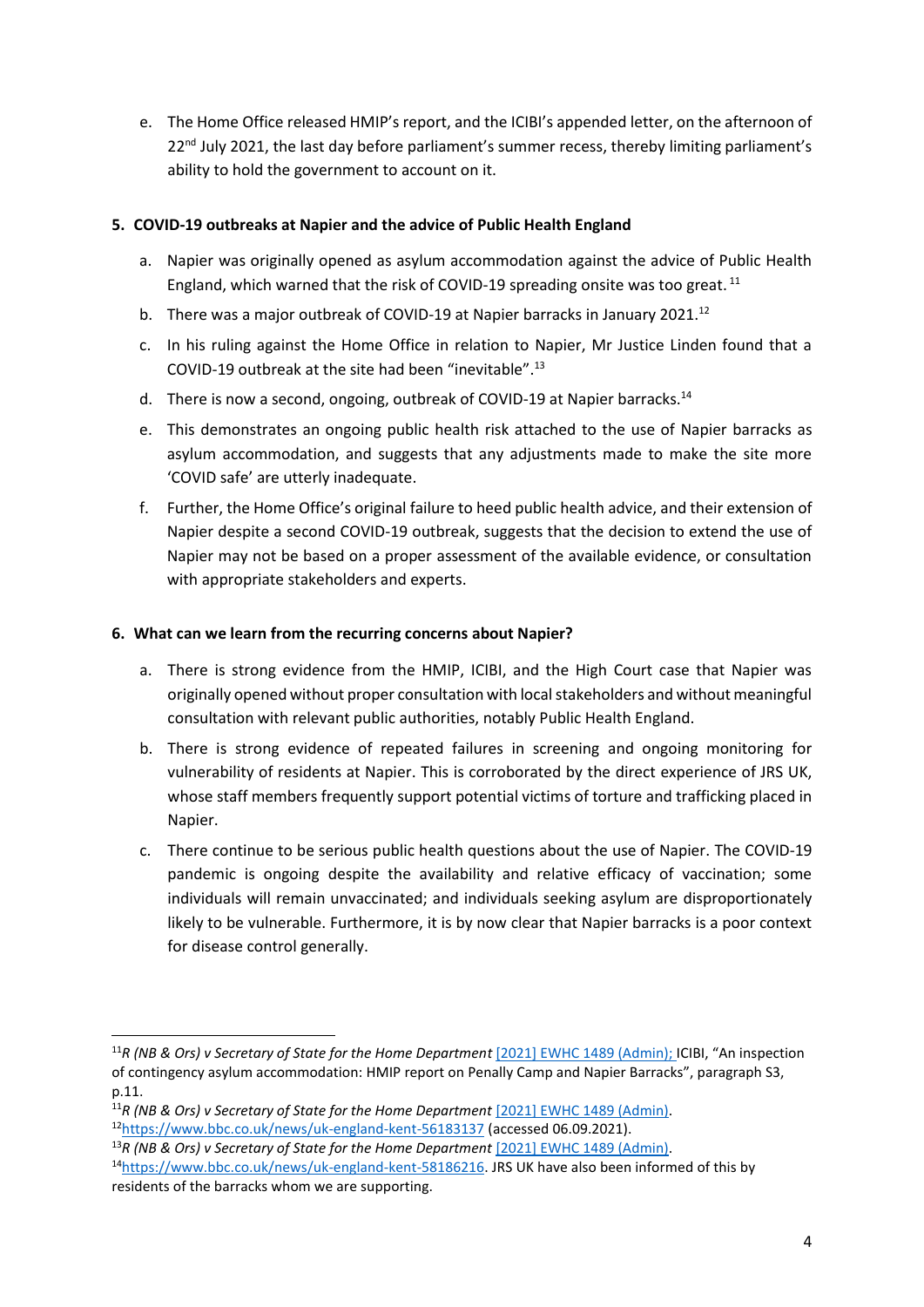e. The Home Office released HMIP's report, and the ICIBI's appended letter, on the afternoon of 22nd July 2021, the last day before parliament's summer recess, thereby limiting parliament's ability to hold the government to account on it.

### 5. COVID-19 outbreaks at Napier and the advice of Public Health England

a. Napier was originally opened as asylum accommodation against the advice of Public Health England, which warned that the risk of COVID-19 spreading onsite was too great. [11]

b. There was a major outbreak of COVID-19 at Napier barracks in January 2021.[12]

c. In his ruling against the Home Office in relation to Napier, Mr Justice Linden found that a COVID-19 outbreak at the site had been "inevitable".[13]

d. There is now a second, ongoing, outbreak of COVID-19 at Napier barracks.[14]

e. This demonstrates an ongoing public health risk attached to the use of Napier barracks as asylum accommodation, and suggests that any adjustments made to make the site more 'COVID safe' are utterly inadequate.

f. Further, the Home Office's original failure to heed public health advice, and their extension of Napier despite a second COVID-19 outbreak, suggests that the decision to extend the use of Napier may not be based on a proper assessment of the available evidence, or consultation with appropriate stakeholders and experts.

### 6. What can we learn from the recurring concerns about Napier?

a. There is strong evidence from the HMIP, ICIBI, and the High Court case that Napier was originally opened without proper consultation with local stakeholders and without meaningful consultation with relevant public authorities, notably Public Health England.

b. There is strong evidence of repeated failures in screening and ongoing monitoring for vulnerability of residents at Napier. This is corroborated by the direct experience of JRS UK, whose staff members frequently support potential victims of torture and trafficking placed in Napier.

c. There continue to be serious public health questions about the use of Napier. The COVID-19 pandemic is ongoing despite the availability and relative efficacy of vaccination; some individuals will remain unvaccinated; and individuals seeking asylum are disproportionately likely to be vulnerable. Furthermore, it is by now clear that Napier barracks is a poor context for disease control generally.

---

[11] *R (NB & Ors) v Secretary of State for the Home Department* [2021] EWHC 1489 (Admin); ICIBI, "An inspection of contingency asylum accommodation: HMIP report on Penally Camp and Napier Barracks", paragraph S3, p.11.

[11] *R (NB & Ors) v Secretary of State for the Home Department* [2021] EWHC 1489 (Admin).

[12] https://www.bbc.co.uk/news/uk-england-kent-56183137 (accessed 06.09.2021).

[13] *R (NB & Ors) v Secretary of State for the Home Department* [2021] EWHC 1489 (Admin).

[14] https://www.bbc.co.uk/news/uk-england-kent-58186216. JRS UK have also been informed of this by residents of the barracks whom we are supporting.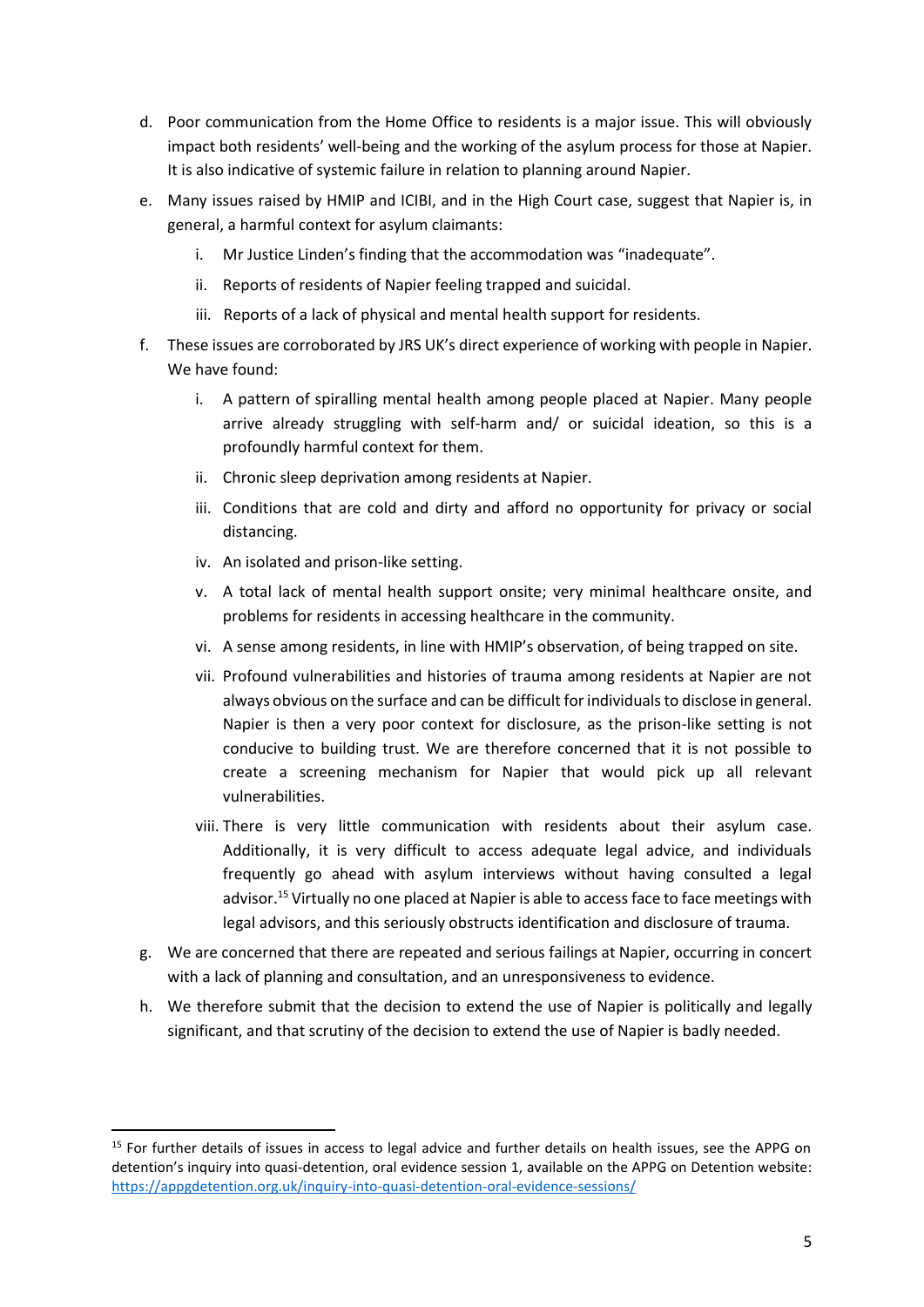d. Poor communication from the Home Office to residents is a major issue. This will obviously impact both residents' well-being and the working of the asylum process for those at Napier. It is also indicative of systemic failure in relation to planning around Napier.

e. Many issues raised by HMIP and ICIBI, and in the High Court case, suggest that Napier is, in general, a harmful context for asylum claimants:

   i. Mr Justice Linden's finding that the accommodation was "inadequate".

   ii. Reports of residents of Napier feeling trapped and suicidal.

   iii. Reports of a lack of physical and mental health support for residents.

f. These issues are corroborated by JRS UK's direct experience of working with people in Napier. We have found:

   i. A pattern of spiralling mental health among people placed at Napier. Many people arrive already struggling with self-harm and/ or suicidal ideation, so this is a profoundly harmful context for them.

   ii. Chronic sleep deprivation among residents at Napier.

   iii. Conditions that are cold and dirty and afford no opportunity for privacy or social distancing.

   iv. An isolated and prison-like setting.

   v. A total lack of mental health support onsite; very minimal healthcare onsite, and problems for residents in accessing healthcare in the community.

   vi. A sense among residents, in line with HMIP's observation, of being trapped on site.

   vii. Profound vulnerabilities and histories of trauma among residents at Napier are not always obvious on the surface and can be difficult for individuals to disclose in general. Napier is then a very poor context for disclosure, as the prison-like setting is not conducive to building trust. We are therefore concerned that it is not possible to create a screening mechanism for Napier that would pick up all relevant vulnerabilities.

   viii. There is very little communication with residents about their asylum case. Additionally, it is very difficult to access adequate legal advice, and individuals frequently go ahead with asylum interviews without having consulted a legal advisor.[15] Virtually no one placed at Napier is able to access face to face meetings with legal advisors, and this seriously obstructs identification and disclosure of trauma.

g. We are concerned that there are repeated and serious failings at Napier, occurring in concert with a lack of planning and consultation, and an unresponsiveness to evidence.

h. We therefore submit that the decision to extend the use of Napier is politically and legally significant, and that scrutiny of the decision to extend the use of Napier is badly needed.

---

[15] For further details of issues in access to legal advice and further details on health issues, see the APPG on detention's inquiry into quasi-detention, oral evidence session 1, available on the APPG on Detention website: https://appgdetention.org.uk/inquiry-into-quasi-detention-oral-evidence-sessions/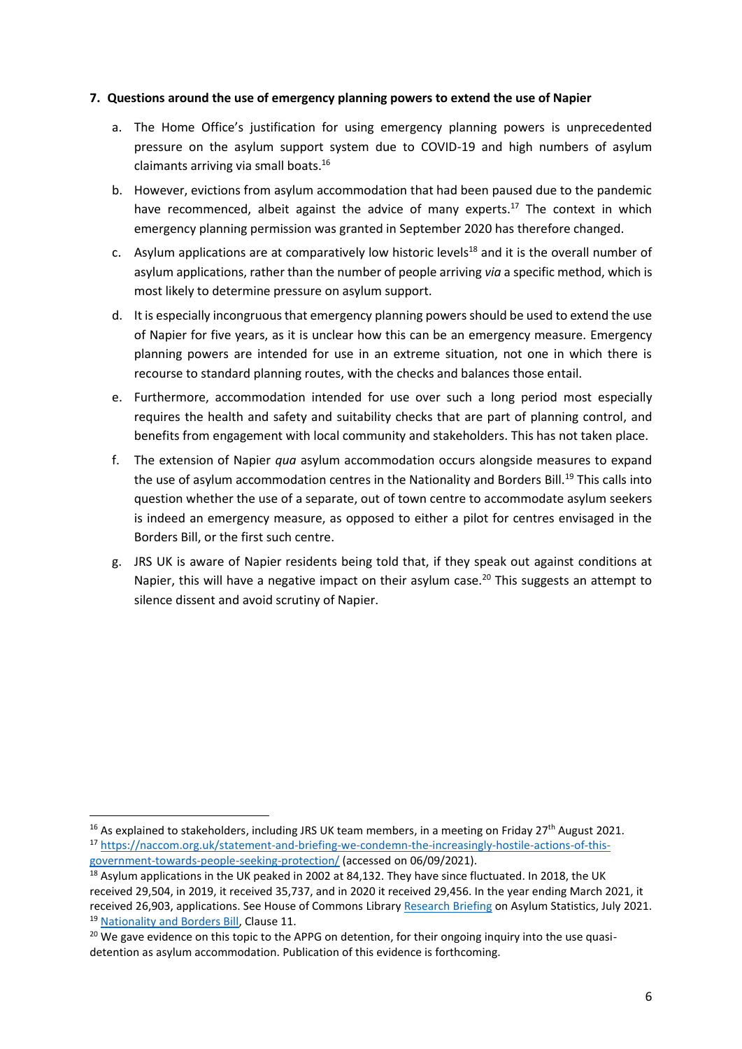**7. Questions around the use of emergency planning powers to extend the use of Napier**

a. The Home Office's justification for using emergency planning powers is unprecedented pressure on the asylum support system due to COVID-19 and high numbers of asylum claimants arriving via small boats.[16]

b. However, evictions from asylum accommodation that had been paused due to the pandemic have recommenced, albeit against the advice of many experts.[17] The context in which emergency planning permission was granted in September 2020 has therefore changed.

c. Asylum applications are at comparatively low historic levels[18] and it is the overall number of asylum applications, rather than the number of people arriving *via* a specific method, which is most likely to determine pressure on asylum support.

d. It is especially incongruous that emergency planning powers should be used to extend the use of Napier for five years, as it is unclear how this can be an emergency measure. Emergency planning powers are intended for use in an extreme situation, not one in which there is recourse to standard planning routes, with the checks and balances those entail.

e. Furthermore, accommodation intended for use over such a long period most especially requires the health and safety and suitability checks that are part of planning control, and benefits from engagement with local community and stakeholders. This has not taken place.

f. The extension of Napier *qua* asylum accommodation occurs alongside measures to expand the use of asylum accommodation centres in the Nationality and Borders Bill.[19] This calls into question whether the use of a separate, out of town centre to accommodate asylum seekers is indeed an emergency measure, as opposed to either a pilot for centres envisaged in the Borders Bill, or the first such centre.

g. JRS UK is aware of Napier residents being told that, if they speak out against conditions at Napier, this will have a negative impact on their asylum case.[20] This suggests an attempt to silence dissent and avoid scrutiny of Napier.

---

[16] As explained to stakeholders, including JRS UK team members, in a meeting on Friday 27th August 2021.

[17] https://naccom.org.uk/statement-and-briefing-we-condemn-the-increasingly-hostile-actions-of-this-government-towards-people-seeking-protection/ (accessed on 06/09/2021).

[18] Asylum applications in the UK peaked in 2002 at 84,132. They have since fluctuated. In 2018, the UK received 29,504, in 2019, it received 35,737, and in 2020 it received 29,456. In the year ending March 2021, it received 26,903, applications. See House of Commons Library Research Briefing on Asylum Statistics, July 2021.

[19] Nationality and Borders Bill, Clause 11.

[20] We gave evidence on this topic to the APPG on detention, for their ongoing inquiry into the use quasi-detention as asylum accommodation. Publication of this evidence is forthcoming.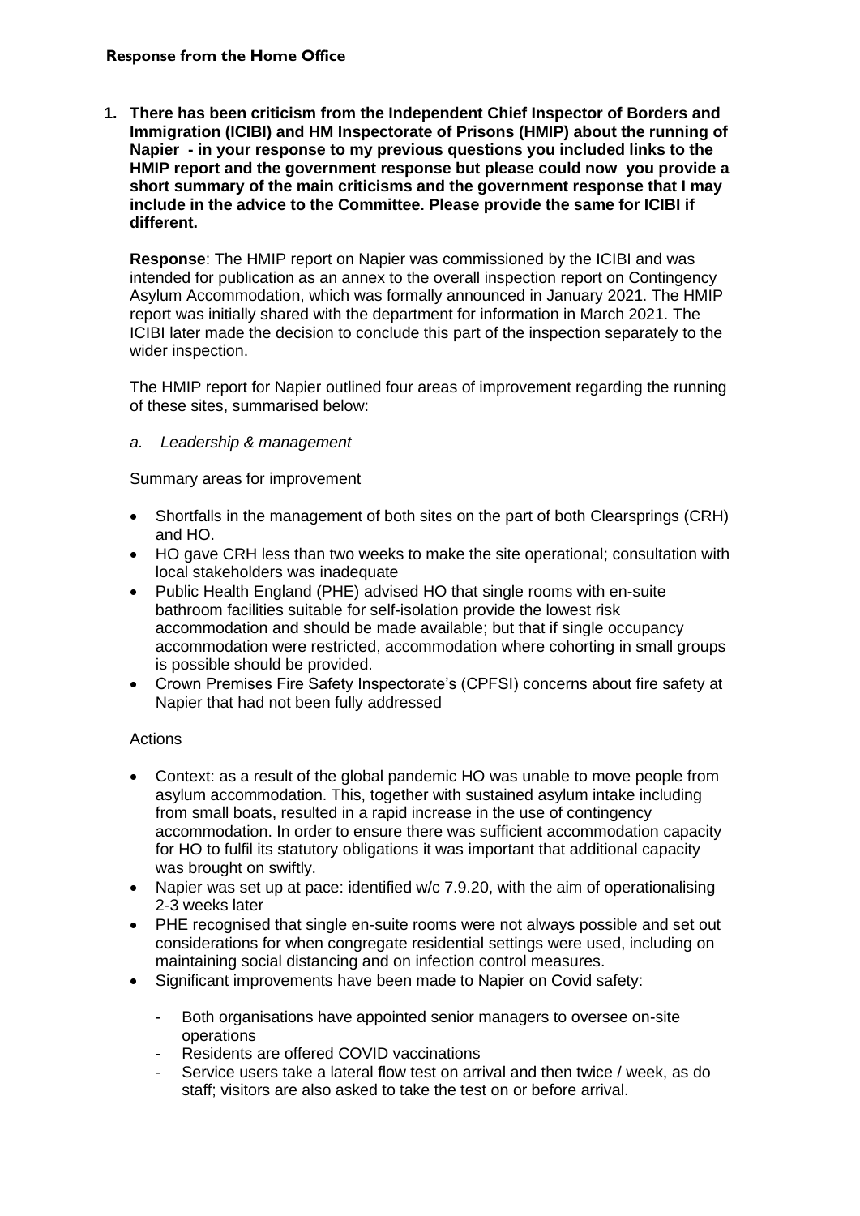**Response from the Home Office**

1. **There has been criticism from the Independent Chief Inspector of Borders and Immigration (ICIBI) and HM Inspectorate of Prisons (HMIP) about the running of Napier - in your response to my previous questions you included links to the HMIP report and the government response but please could now you provide a short summary of the main criticisms and the government response that I may include in the advice to the Committee. Please provide the same for ICIBI if different.**

   **Response**: The HMIP report on Napier was commissioned by the ICIBI and was intended for publication as an annex to the overall inspection report on Contingency Asylum Accommodation, which was formally announced in January 2021. The HMIP report was initially shared with the department for information in March 2021. The ICIBI later made the decision to conclude this part of the inspection separately to the wider inspection.

   The HMIP report for Napier outlined four areas of improvement regarding the running of these sites, summarised below:

   *a. Leadership & management*

   Summary areas for improvement

   - Shortfalls in the management of both sites on the part of both Clearsprings (CRH) and HO.
   - HO gave CRH less than two weeks to make the site operational; consultation with local stakeholders was inadequate
   - Public Health England (PHE) advised HO that single rooms with en-suite bathroom facilities suitable for self-isolation provide the lowest risk accommodation and should be made available; but that if single occupancy accommodation were restricted, accommodation where cohorting in small groups is possible should be provided.
   - Crown Premises Fire Safety Inspectorate's (CPFSI) concerns about fire safety at Napier that had not been fully addressed

   Actions

   - Context: as a result of the global pandemic HO was unable to move people from asylum accommodation. This, together with sustained asylum intake including from small boats, resulted in a rapid increase in the use of contingency accommodation. In order to ensure there was sufficient accommodation capacity for HO to fulfil its statutory obligations it was important that additional capacity was brought on swiftly.
   - Napier was set up at pace: identified w/c 7.9.20, with the aim of operationalising 2-3 weeks later
   - PHE recognised that single en-suite rooms were not always possible and set out considerations for when congregate residential settings were used, including on maintaining social distancing and on infection control measures.
   - Significant improvements have been made to Napier on Covid safety:
     - Both organisations have appointed senior managers to oversee on-site operations
     - Residents are offered COVID vaccinations
     - Service users take a lateral flow test on arrival and then twice / week, as do staff; visitors are also asked to take the test on or before arrival.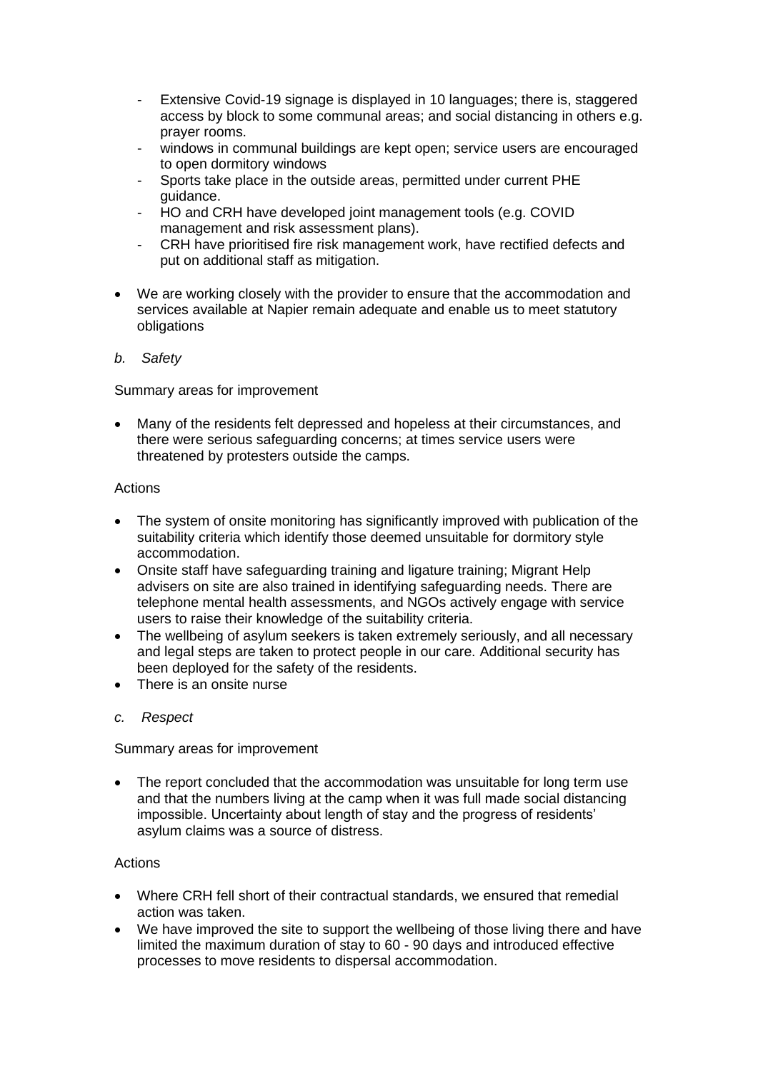- Extensive Covid-19 signage is displayed in 10 languages; there is, staggered access by block to some communal areas; and social distancing in others e.g. prayer rooms.
- windows in communal buildings are kept open; service users are encouraged to open dormitory windows
- Sports take place in the outside areas, permitted under current PHE guidance.
- HO and CRH have developed joint management tools (e.g. COVID management and risk assessment plans).
- CRH have prioritised fire risk management work, have rectified defects and put on additional staff as mitigation.

- We are working closely with the provider to ensure that the accommodation and services available at Napier remain adequate and enable us to meet statutory obligations

*b. Safety*

Summary areas for improvement

- Many of the residents felt depressed and hopeless at their circumstances, and there were serious safeguarding concerns; at times service users were threatened by protesters outside the camps.

Actions

- The system of onsite monitoring has significantly improved with publication of the suitability criteria which identify those deemed unsuitable for dormitory style accommodation.
- Onsite staff have safeguarding training and ligature training; Migrant Help advisers on site are also trained in identifying safeguarding needs. There are telephone mental health assessments, and NGOs actively engage with service users to raise their knowledge of the suitability criteria.
- The wellbeing of asylum seekers is taken extremely seriously, and all necessary and legal steps are taken to protect people in our care. Additional security has been deployed for the safety of the residents.
- There is an onsite nurse

*c. Respect*

Summary areas for improvement

- The report concluded that the accommodation was unsuitable for long term use and that the numbers living at the camp when it was full made social distancing impossible. Uncertainty about length of stay and the progress of residents' asylum claims was a source of distress.

Actions

- Where CRH fell short of their contractual standards, we ensured that remedial action was taken.
- We have improved the site to support the wellbeing of those living there and have limited the maximum duration of stay to 60 - 90 days and introduced effective processes to move residents to dispersal accommodation.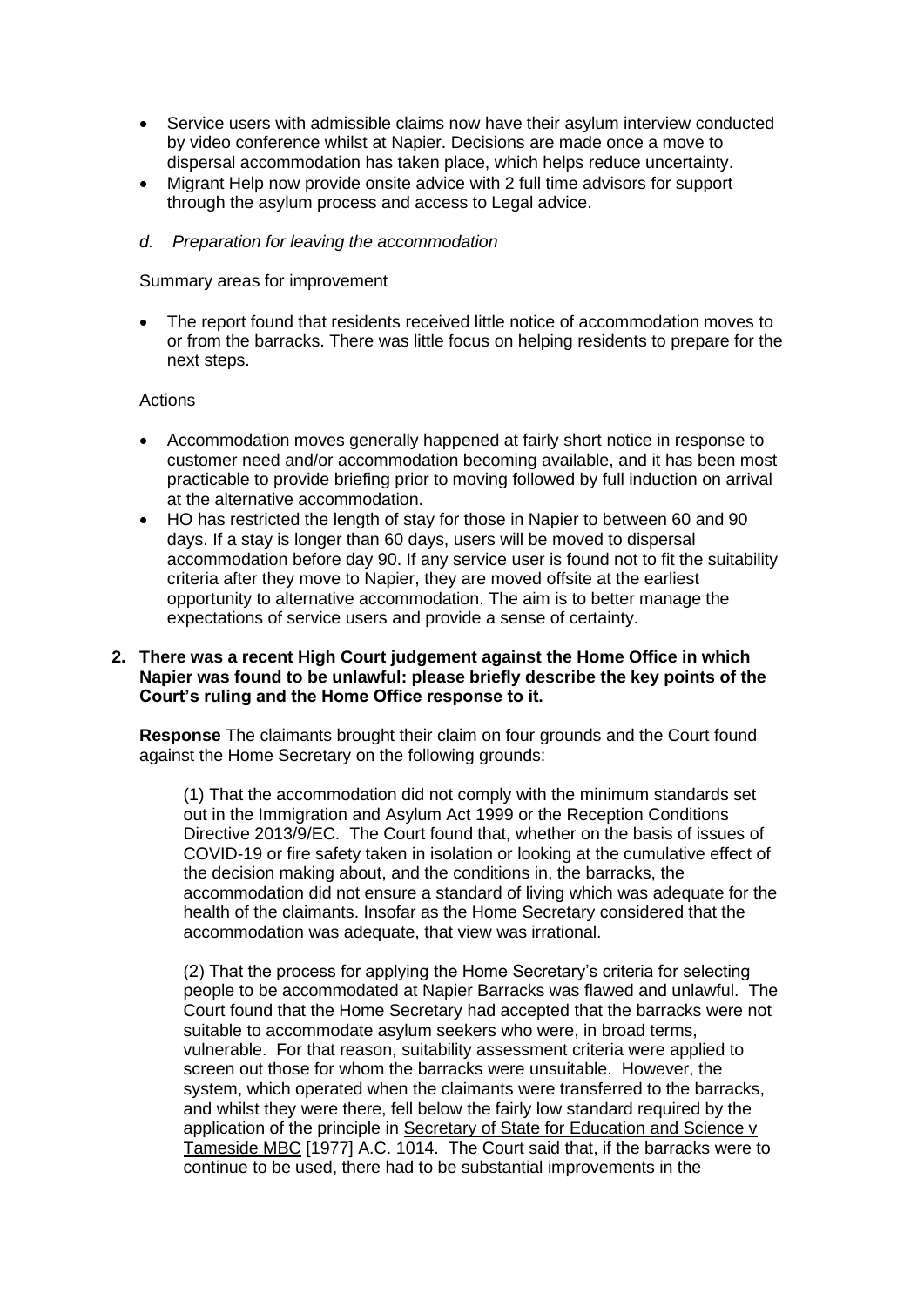- Service users with admissible claims now have their asylum interview conducted by video conference whilst at Napier. Decisions are made once a move to dispersal accommodation has taken place, which helps reduce uncertainty.
- Migrant Help now provide onsite advice with 2 full time advisors for support through the asylum process and access to Legal advice.

*d. Preparation for leaving the accommodation*

Summary areas for improvement

- The report found that residents received little notice of accommodation moves to or from the barracks. There was little focus on helping residents to prepare for the next steps.

Actions

- Accommodation moves generally happened at fairly short notice in response to customer need and/or accommodation becoming available, and it has been most practicable to provide briefing prior to moving followed by full induction on arrival at the alternative accommodation.
- HO has restricted the length of stay for those in Napier to between 60 and 90 days. If a stay is longer than 60 days, users will be moved to dispersal accommodation before day 90. If any service user is found not to fit the suitability criteria after they move to Napier, they are moved offsite at the earliest opportunity to alternative accommodation. The aim is to better manage the expectations of service users and provide a sense of certainty.

**2. There was a recent High Court judgement against the Home Office in which Napier was found to be unlawful: please briefly describe the key points of the Court's ruling and the Home Office response to it.**

**Response** The claimants brought their claim on four grounds and the Court found against the Home Secretary on the following grounds:

> (1) That the accommodation did not comply with the minimum standards set out in the Immigration and Asylum Act 1999 or the Reception Conditions Directive 2013/9/EC. The Court found that, whether on the basis of issues of COVID-19 or fire safety taken in isolation or looking at the cumulative effect of the decision making about, and the conditions in, the barracks, the accommodation did not ensure a standard of living which was adequate for the health of the claimants. Insofar as the Home Secretary considered that the accommodation was adequate, that view was irrational.
>
> (2) That the process for applying the Home Secretary's criteria for selecting people to be accommodated at Napier Barracks was flawed and unlawful. The Court found that the Home Secretary had accepted that the barracks were not suitable to accommodate asylum seekers who were, in broad terms, vulnerable. For that reason, suitability assessment criteria were applied to screen out those for whom the barracks were unsuitable. However, the system, which operated when the claimants were transferred to the barracks, and whilst they were there, fell below the fairly low standard required by the application of the principle in Secretary of State for Education and Science v Tameside MBC [1977] A.C. 1014. The Court said that, if the barracks were to continue to be used, there had to be substantial improvements in the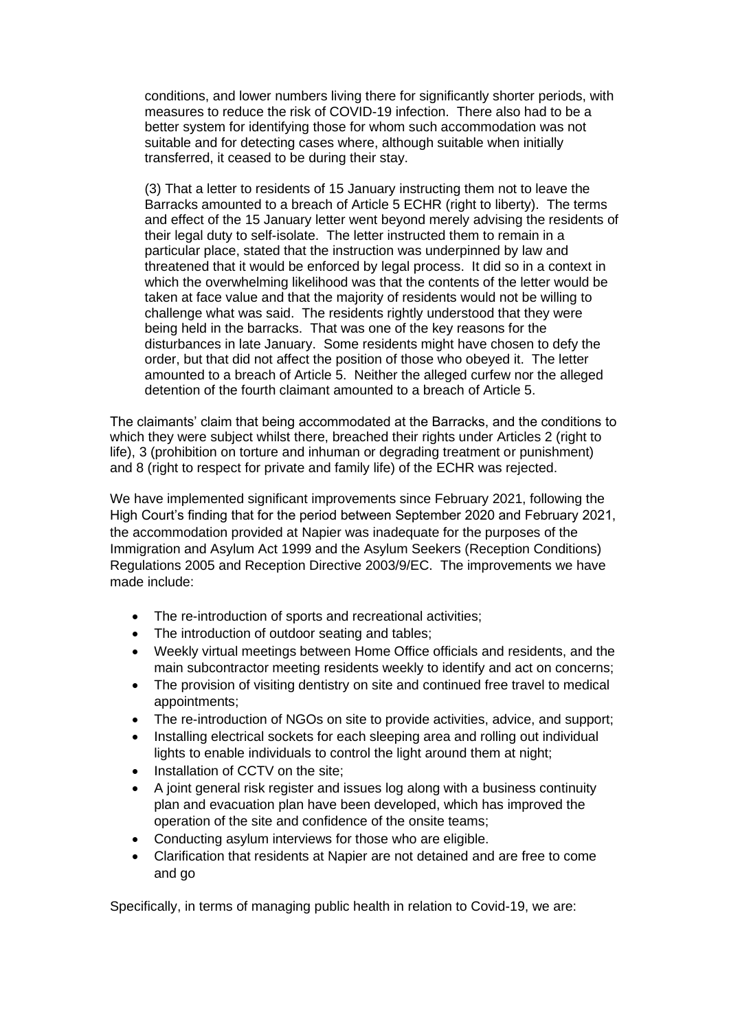conditions, and lower numbers living there for significantly shorter periods, with measures to reduce the risk of COVID-19 infection. There also had to be a better system for identifying those for whom such accommodation was not suitable and for detecting cases where, although suitable when initially transferred, it ceased to be during their stay.

(3) That a letter to residents of 15 January instructing them not to leave the Barracks amounted to a breach of Article 5 ECHR (right to liberty). The terms and effect of the 15 January letter went beyond merely advising the residents of their legal duty to self-isolate. The letter instructed them to remain in a particular place, stated that the instruction was underpinned by law and threatened that it would be enforced by legal process. It did so in a context in which the overwhelming likelihood was that the contents of the letter would be taken at face value and that the majority of residents would not be willing to challenge what was said. The residents rightly understood that they were being held in the barracks. That was one of the key reasons for the disturbances in late January. Some residents might have chosen to defy the order, but that did not affect the position of those who obeyed it. The letter amounted to a breach of Article 5. Neither the alleged curfew nor the alleged detention of the fourth claimant amounted to a breach of Article 5.

The claimants' claim that being accommodated at the Barracks, and the conditions to which they were subject whilst there, breached their rights under Articles 2 (right to life), 3 (prohibition on torture and inhuman or degrading treatment or punishment) and 8 (right to respect for private and family life) of the ECHR was rejected.

We have implemented significant improvements since February 2021, following the High Court's finding that for the period between September 2020 and February 2021, the accommodation provided at Napier was inadequate for the purposes of the Immigration and Asylum Act 1999 and the Asylum Seekers (Reception Conditions) Regulations 2005 and Reception Directive 2003/9/EC. The improvements we have made include:

- The re-introduction of sports and recreational activities;
- The introduction of outdoor seating and tables;
- Weekly virtual meetings between Home Office officials and residents, and the main subcontractor meeting residents weekly to identify and act on concerns;
- The provision of visiting dentistry on site and continued free travel to medical appointments;
- The re-introduction of NGOs on site to provide activities, advice, and support;
- Installing electrical sockets for each sleeping area and rolling out individual lights to enable individuals to control the light around them at night;
- Installation of CCTV on the site;
- A joint general risk register and issues log along with a business continuity plan and evacuation plan have been developed, which has improved the operation of the site and confidence of the onsite teams;
- Conducting asylum interviews for those who are eligible.
- Clarification that residents at Napier are not detained and are free to come and go

Specifically, in terms of managing public health in relation to Covid-19, we are: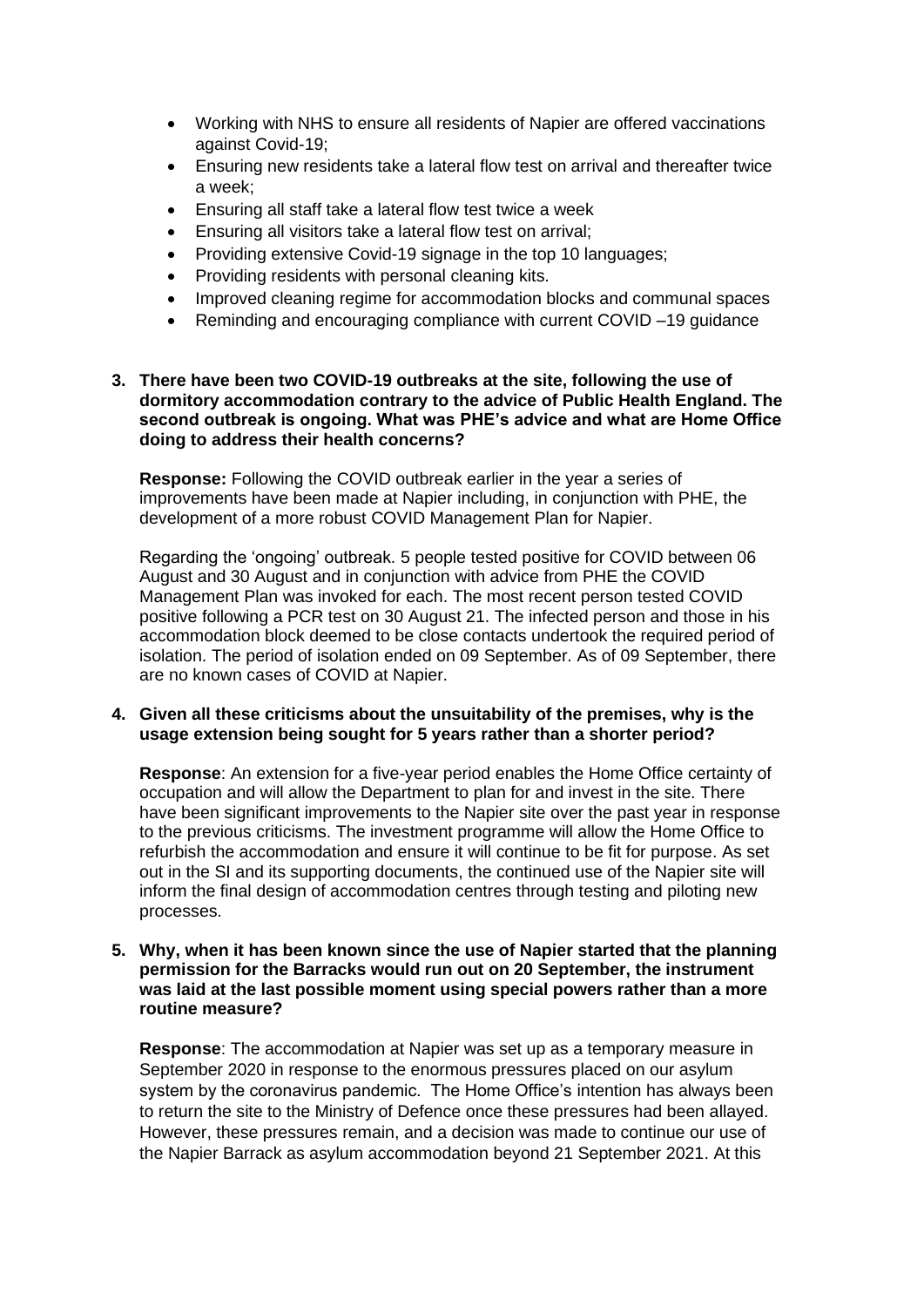- Working with NHS to ensure all residents of Napier are offered vaccinations against Covid-19;
- Ensuring new residents take a lateral flow test on arrival and thereafter twice a week;
- Ensuring all staff take a lateral flow test twice a week
- Ensuring all visitors take a lateral flow test on arrival;
- Providing extensive Covid-19 signage in the top 10 languages;
- Providing residents with personal cleaning kits.
- Improved cleaning regime for accommodation blocks and communal spaces
- Reminding and encouraging compliance with current COVID –19 guidance

3. **There have been two COVID-19 outbreaks at the site, following the use of dormitory accommodation contrary to the advice of Public Health England. The second outbreak is ongoing. What was PHE's advice and what are Home Office doing to address their health concerns?**

   **Response:** Following the COVID outbreak earlier in the year a series of improvements have been made at Napier including, in conjunction with PHE, the development of a more robust COVID Management Plan for Napier.

   Regarding the 'ongoing' outbreak. 5 people tested positive for COVID between 06 August and 30 August and in conjunction with advice from PHE the COVID Management Plan was invoked for each. The most recent person tested COVID positive following a PCR test on 30 August 21. The infected person and those in his accommodation block deemed to be close contacts undertook the required period of isolation. The period of isolation ended on 09 September. As of 09 September, there are no known cases of COVID at Napier.

4. **Given all these criticisms about the unsuitability of the premises, why is the usage extension being sought for 5 years rather than a shorter period?**

   **Response**: An extension for a five-year period enables the Home Office certainty of occupation and will allow the Department to plan for and invest in the site. There have been significant improvements to the Napier site over the past year in response to the previous criticisms. The investment programme will allow the Home Office to refurbish the accommodation and ensure it will continue to be fit for purpose. As set out in the SI and its supporting documents, the continued use of the Napier site will inform the final design of accommodation centres through testing and piloting new processes.

5. **Why, when it has been known since the use of Napier started that the planning permission for the Barracks would run out on 20 September, the instrument was laid at the last possible moment using special powers rather than a more routine measure?**

   **Response**: The accommodation at Napier was set up as a temporary measure in September 2020 in response to the enormous pressures placed on our asylum system by the coronavirus pandemic. The Home Office's intention has always been to return the site to the Ministry of Defence once these pressures had been allayed. However, these pressures remain, and a decision was made to continue our use of the Napier Barrack as asylum accommodation beyond 21 September 2021. At this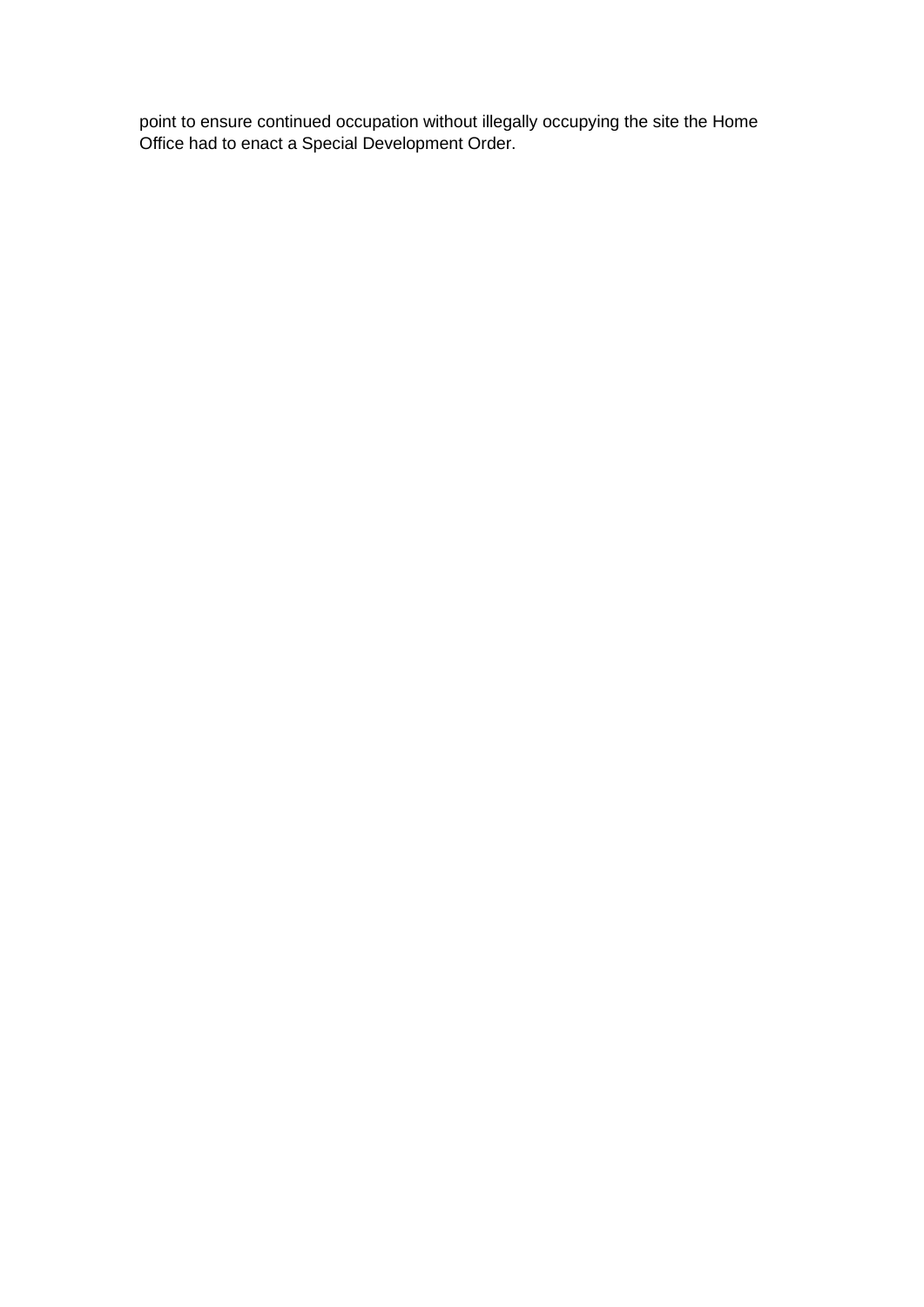point to ensure continued occupation without illegally occupying the site the Home Office had to enact a Special Development Order.